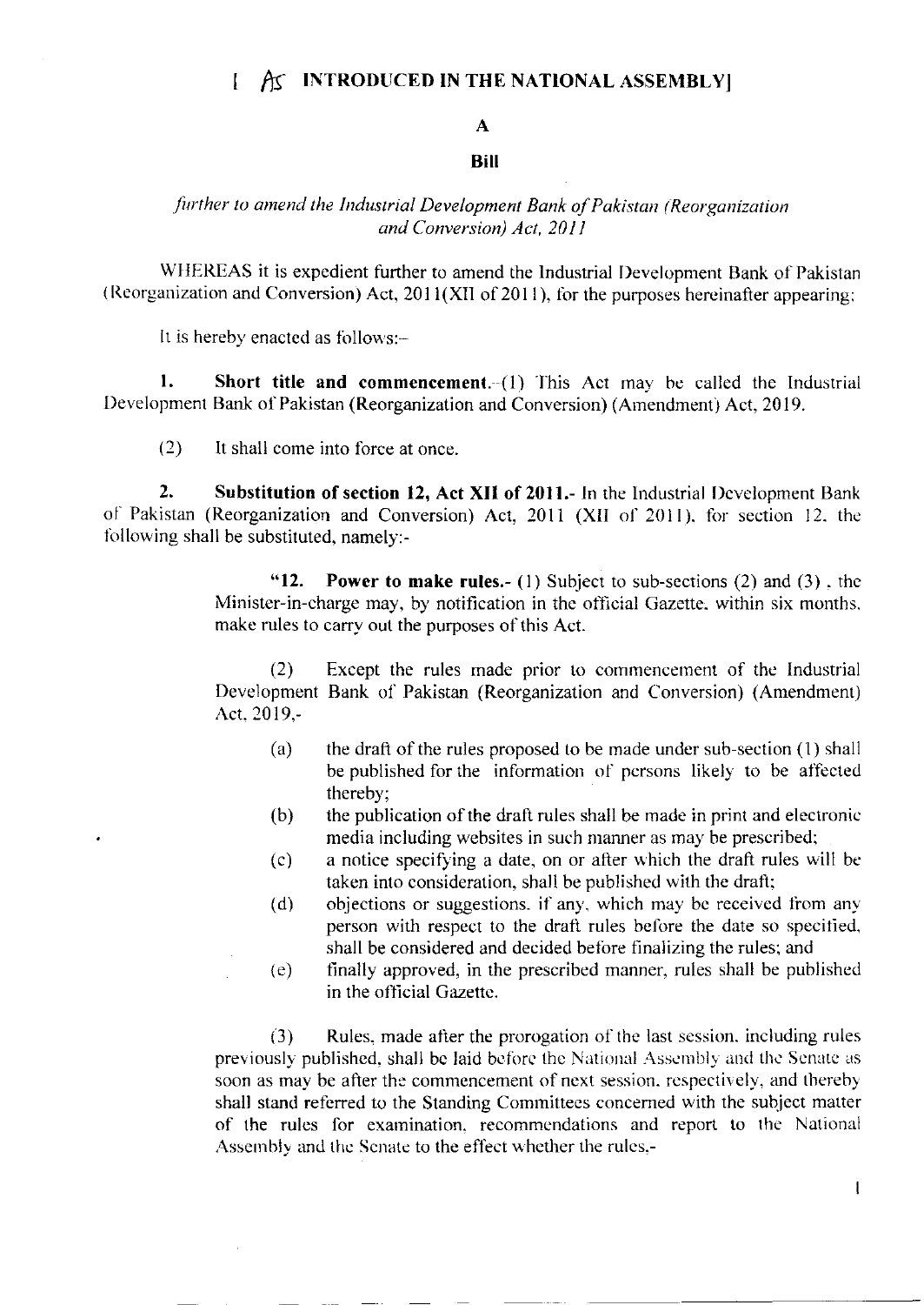[ AS INTRODUCED IN THE NATIONAL ASSEMBLY]

# A

## Bill

*further to amend the Industrial Development Bank of Pakistan (Reorganization and Conversion) Act, 2011*

WHEREAS it is expedient further to amend the Industrial Development Bank of Pakistan (Reorganization and Conversion) Act, 2011(XII of 2011), for the purposes hereinafter appearing;

It is hereby enacted as follows:-

**1. Short title and commencement.**-(1) This Act may be called the Industrial Development Bank of Pakistan (Reorganization and Conversion) (Amendment) Act, 2019.

(2) It shall come into force at once.

**2. Substitution of section 12, Act XII of 2011.**- In the Industrial Development Bank of Pakistan (Reorganization and Conversion) Act, 2011 (XII of 2011), for section 12, the following shall be substituted, namely:-

> "**12. Power to make rules.**- (1) Subject to sub-sections (2) and (3), the Minister-in-charge may, by notification in the official Gazette, within six months, make rules to carry out the purposes of this Act.
>
> (2) Except the rules made prior to commencement of the Industrial Development Bank of Pakistan (Reorganization and Conversion) (Amendment) Act, 2019,-
>
> (a) the draft of the rules proposed to be made under sub-section (1) shall be published for the information of persons likely to be affected thereby;
>
> (b) the publication of the draft rules shall be made in print and electronic media including websites in such manner as may be prescribed;
>
> (c) a notice specifying a date, on or after which the draft rules will be taken into consideration, shall be published with the draft;
>
> (d) objections or suggestions, if any, which may be received from any person with respect to the draft rules before the date so specified, shall be considered and decided before finalizing the rules; and
>
> (e) finally approved, in the prescribed manner, rules shall be published in the official Gazette.
>
> (3) Rules, made after the prorogation of the last session, including rules previously published, shall be laid before the National Assembly and the Senate as soon as may be after the commencement of next session, respectively, and thereby shall stand referred to the Standing Committees concerned with the subject matter of the rules for examination, recommendations and report to the National Assembly and the Senate to the effect whether the rules,-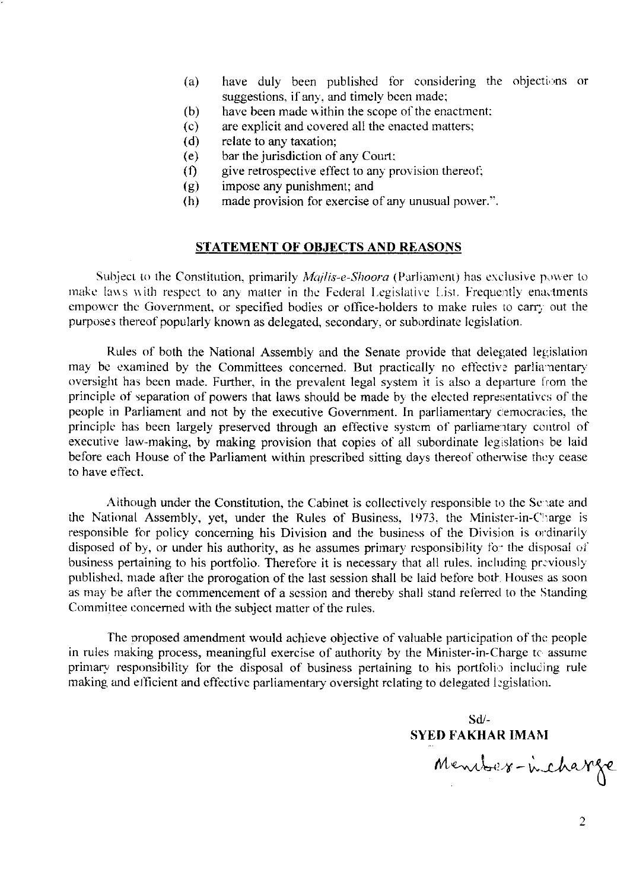(a) have duly been published for considering the objections or suggestions, if any, and timely been made;
(b) have been made within the scope of the enactment;
(c) are explicit and covered all the enacted matters;
(d) relate to any taxation;
(e) bar the jurisdiction of any Court;
(f) give retrospective effect to any provision thereof;
(g) impose any punishment; and
(h) made provision for exercise of any unusual power.".

## STATEMENT OF OBJECTS AND REASONS

Subject to the Constitution, primarily *Majlis-e-Shoora* (Parliament) has exclusive power to make laws with respect to any matter in the Federal Legislative List. Frequently enactments empower the Government, or specified bodies or office-holders to make rules to carry out the purposes thereof popularly known as delegated, secondary, or subordinate legislation.

Rules of both the National Assembly and the Senate provide that delegated legislation may be examined by the Committees concerned. But practically no effective parliamentary oversight has been made. Further, in the prevalent legal system it is also a departure from the principle of separation of powers that laws should be made by the elected representatives of the people in Parliament and not by the executive Government. In parliamentary democracies, the principle has been largely preserved through an effective system of parliamentary control of executive law-making, by making provision that copies of all subordinate legislations be laid before each House of the Parliament within prescribed sitting days thereof otherwise they cease to have effect.

Although under the Constitution, the Cabinet is collectively responsible to the Senate and the National Assembly, yet, under the Rules of Business, 1973, the Minister-in-Charge is responsible for policy concerning his Division and the business of the Division is ordinarily disposed of by, or under his authority, as he assumes primary responsibility for the disposal of business pertaining to his portfolio. Therefore it is necessary that all rules, including previously published, made after the prorogation of the last session shall be laid before both Houses as soon as may be after the commencement of a session and thereby shall stand referred to the Standing Committee concerned with the subject matter of the rules.

The proposed amendment would achieve objective of valuable participation of the people in rules making process, meaningful exercise of authority by the Minister-in-Charge to assume primary responsibility for the disposal of business pertaining to his portfolio including rule making and efficient and effective parliamentary oversight relating to delegated legislation.

Sd/-
**SYED FAKHAR IMAM**
Member-in-charge